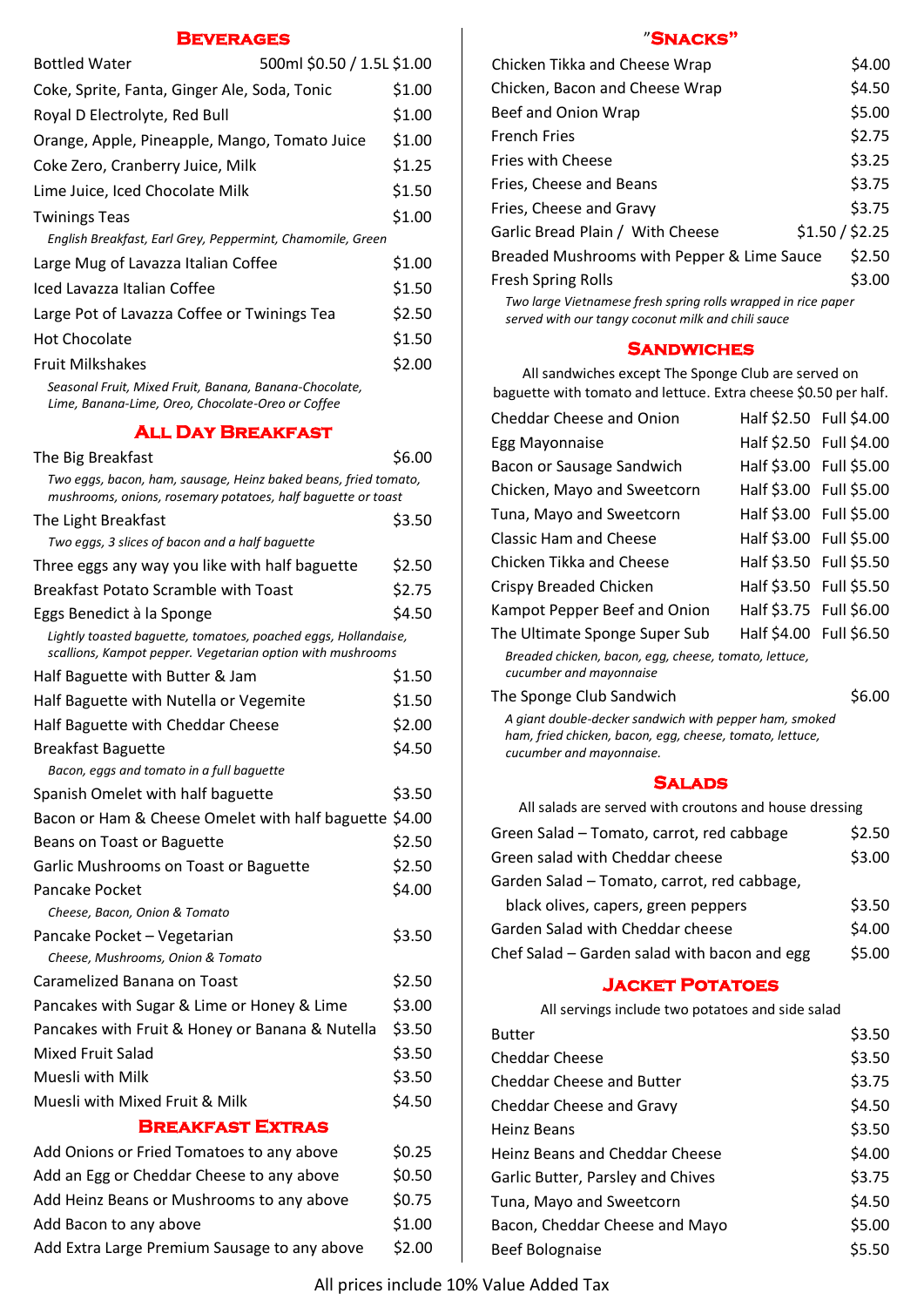## Beverages

| Item | Price |
|---|---|
| Bottled Water | 500ml $0.50 / 1.5L $1.00 |
| Coke, Sprite, Fanta, Ginger Ale, Soda, Tonic | $1.00 |
| Royal D Electrolyte, Red Bull | $1.00 |
| Orange, Apple, Pineapple, Mango, Tomato Juice | $1.00 |
| Coke Zero, Cranberry Juice, Milk | $1.25 |
| Lime Juice, Iced Chocolate Milk | $1.50 |
| Twinings Teas | $1.00 |

*English Breakfast, Earl Grey, Peppermint, Chamomile, Green*

| Item | Price |
|---|---|
| Large Mug of Lavazza Italian Coffee | $1.00 |
| Iced Lavazza Italian Coffee | $1.50 |
| Large Pot of Lavazza Coffee or Twinings Tea | $2.50 |
| Hot Chocolate | $1.50 |
| Fruit Milkshakes | $2.00 |

*Seasonal Fruit, Mixed Fruit, Banana, Banana-Chocolate, Lime, Banana-Lime, Oreo, Chocolate-Oreo or Coffee*

## All Day Breakfast

The Big Breakfast — $6.00
*Two eggs, bacon, ham, sausage, Heinz baked beans, fried tomato, mushrooms, onions, rosemary potatoes, half baguette or toast*

The Light Breakfast — $3.50
*Two eggs, 3 slices of bacon and a half baguette*

Three eggs any way you like with half baguette — $2.50

Breakfast Potato Scramble with Toast — $2.75

Eggs Benedict à la Sponge — $4.50
*Lightly toasted baguette, tomatoes, poached eggs, Hollandaise, scallions, Kampot pepper. Vegetarian option with mushrooms*

Half Baguette with Butter & Jam — $1.50

Half Baguette with Nutella or Vegemite — $1.50

Half Baguette with Cheddar Cheese — $2.00

Breakfast Baguette — $4.50
*Bacon, eggs and tomato in a full baguette*

Spanish Omelet with half baguette — $3.50

Bacon or Ham & Cheese Omelet with half baguette — $4.00

Beans on Toast or Baguette — $2.50

Garlic Mushrooms on Toast or Baguette — $2.50

Pancake Pocket — $4.00
*Cheese, Bacon, Onion & Tomato*

Pancake Pocket – Vegetarian — $3.50
*Cheese, Mushrooms, Onion & Tomato*

Caramelized Banana on Toast — $2.50

Pancakes with Sugar & Lime or Honey & Lime — $3.00

Pancakes with Fruit & Honey or Banana & Nutella — $3.50

Mixed Fruit Salad — $3.50

Muesli with Milk — $3.50

Muesli with Mixed Fruit & Milk — $4.50

## Breakfast Extras

| Item | Price |
|---|---|
| Add Onions or Fried Tomatoes to any above | $0.25 |
| Add an Egg or Cheddar Cheese to any above | $0.50 |
| Add Heinz Beans or Mushrooms to any above | $0.75 |
| Add Bacon to any above | $1.00 |
| Add Extra Large Premium Sausage to any above | $2.00 |

## "Snacks"

| Item | Price |
|---|---|
| Chicken Tikka and Cheese Wrap | $4.00 |
| Chicken, Bacon and Cheese Wrap | $4.50 |
| Beef and Onion Wrap | $5.00 |
| French Fries | $2.75 |
| Fries with Cheese | $3.25 |
| Fries, Cheese and Beans | $3.75 |
| Fries, Cheese and Gravy | $3.75 |
| Garlic Bread Plain / With Cheese | $1.50 / $2.25 |
| Breaded Mushrooms with Pepper & Lime Sauce | $2.50 |
| Fresh Spring Rolls | $3.00 |

*Two large Vietnamese fresh spring rolls wrapped in rice paper served with our tangy coconut milk and chili sauce*

## Sandwiches

All sandwiches except The Sponge Club are served on baguette with tomato and lettuce. Extra cheese $0.50 per half.

| Item | Half | Full |
|---|---|---|
| Cheddar Cheese and Onion | $2.50 | $4.00 |
| Egg Mayonnaise | $2.50 | $4.00 |
| Bacon or Sausage Sandwich | $3.00 | $5.00 |
| Chicken, Mayo and Sweetcorn | $3.00 | $5.00 |
| Tuna, Mayo and Sweetcorn | $3.00 | $5.00 |
| Classic Ham and Cheese | $3.00 | $5.00 |
| Chicken Tikka and Cheese | $3.50 | $5.50 |
| Crispy Breaded Chicken | $3.50 | $5.50 |
| Kampot Pepper Beef and Onion | $3.75 | $6.00 |
| The Ultimate Sponge Super Sub | $4.00 | $6.50 |

*Breaded chicken, bacon, egg, cheese, tomato, lettuce, cucumber and mayonnaise*

The Sponge Club Sandwich — $6.00
*A giant double-decker sandwich with pepper ham, smoked ham, fried chicken, bacon, egg, cheese, tomato, lettuce, cucumber and mayonnaise.*

## Salads

All salads are served with croutons and house dressing

| Item | Price |
|---|---|
| Green Salad – Tomato, carrot, red cabbage | $2.50 |
| Green salad with Cheddar cheese | $3.00 |
| Garden Salad – Tomato, carrot, red cabbage, black olives, capers, green peppers | $3.50 |
| Garden Salad with Cheddar cheese | $4.00 |
| Chef Salad – Garden salad with bacon and egg | $5.00 |

## Jacket Potatoes

All servings include two potatoes and side salad

| Item | Price |
|---|---|
| Butter | $3.50 |
| Cheddar Cheese | $3.50 |
| Cheddar Cheese and Butter | $3.75 |
| Cheddar Cheese and Gravy | $4.50 |
| Heinz Beans | $3.50 |
| Heinz Beans and Cheddar Cheese | $4.00 |
| Garlic Butter, Parsley and Chives | $3.75 |
| Tuna, Mayo and Sweetcorn | $4.50 |
| Bacon, Cheddar Cheese and Mayo | $5.00 |
| Beef Bolognaise | $5.50 |

All prices include 10% Value Added Tax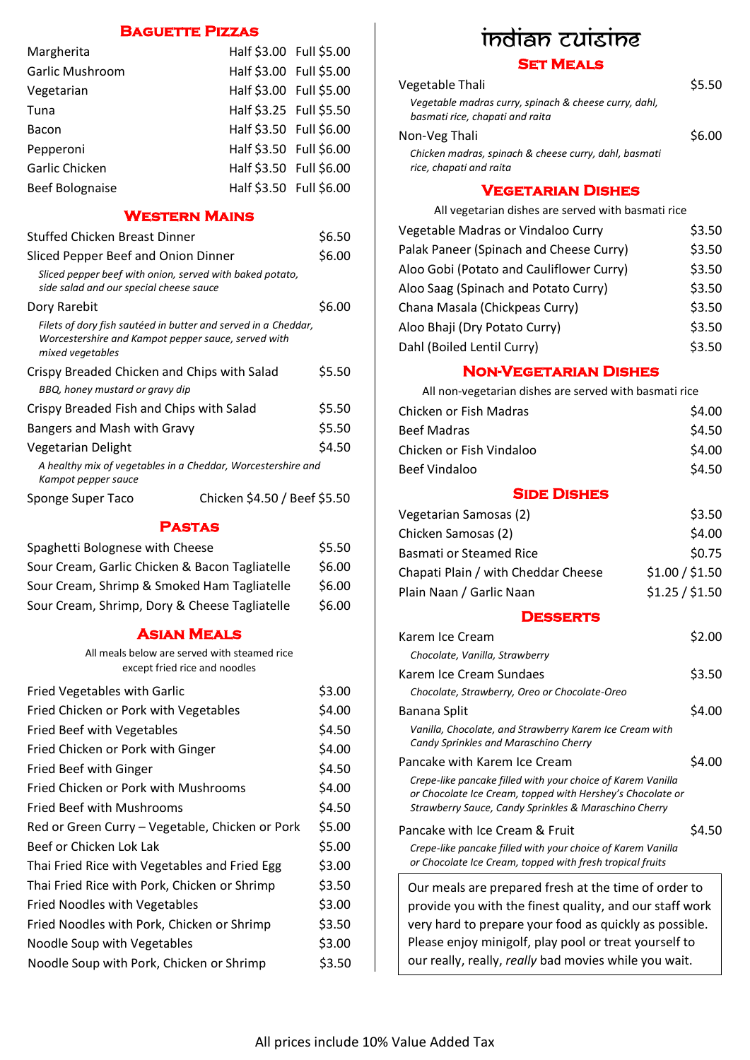## Baguette Pizzas

| | | |
|---|---|---|
| Margherita | Half $3.00 | Full $5.00 |
| Garlic Mushroom | Half $3.00 | Full $5.00 |
| Vegetarian | Half $3.00 | Full $5.00 |
| Tuna | Half $3.25 | Full $5.50 |
| Bacon | Half $3.50 | Full $6.00 |
| Pepperoni | Half $3.50 | Full $6.00 |
| Garlic Chicken | Half $3.50 | Full $6.00 |
| Beef Bolognaise | Half $3.50 | Full $6.00 |

## Western Mains

Stuffed Chicken Breast Dinner — $6.50

Sliced Pepper Beef and Onion Dinner — $6.00

*Sliced pepper beef with onion, served with baked potato, side salad and our special cheese sauce*

Dory Rarebit — $6.00

*Filets of dory fish sautéed in butter and served in a Cheddar, Worcestershire and Kampot pepper sauce, served with mixed vegetables*

Crispy Breaded Chicken and Chips with Salad — $5.50

*BBQ, honey mustard or gravy dip*

Crispy Breaded Fish and Chips with Salad — $5.50

Bangers and Mash with Gravy — $5.50

Vegetarian Delight — $4.50

*A healthy mix of vegetables in a Cheddar, Worcestershire and Kampot pepper sauce*

Sponge Super Taco — Chicken $4.50 / Beef $5.50

## Pastas

| | |
|---|---|
| Spaghetti Bolognese with Cheese | $5.50 |
| Sour Cream, Garlic Chicken & Bacon Tagliatelle | $6.00 |
| Sour Cream, Shrimp & Smoked Ham Tagliatelle | $6.00 |
| Sour Cream, Shrimp, Dory & Cheese Tagliatelle | $6.00 |

## Asian Meals

All meals below are served with steamed rice except fried rice and noodles

| | |
|---|---|
| Fried Vegetables with Garlic | $3.00 |
| Fried Chicken or Pork with Vegetables | $4.00 |
| Fried Beef with Vegetables | $4.50 |
| Fried Chicken or Pork with Ginger | $4.00 |
| Fried Beef with Ginger | $4.50 |
| Fried Chicken or Pork with Mushrooms | $4.00 |
| Fried Beef with Mushrooms | $4.50 |
| Red or Green Curry – Vegetable, Chicken or Pork | $5.00 |
| Beef or Chicken Lok Lak | $5.00 |
| Thai Fried Rice with Vegetables and Fried Egg | $3.00 |
| Thai Fried Rice with Pork, Chicken or Shrimp | $3.50 |
| Fried Noodles with Vegetables | $3.00 |
| Fried Noodles with Pork, Chicken or Shrimp | $3.50 |
| Noodle Soup with Vegetables | $3.00 |
| Noodle Soup with Pork, Chicken or Shrimp | $3.50 |

# Indian Cuisine

## Set Meals

Vegetable Thali — $5.50

*Vegetable madras curry, spinach & cheese curry, dahl, basmati rice, chapati and raita*

Non-Veg Thali — $6.00

*Chicken madras, spinach & cheese curry, dahl, basmati rice, chapati and raita*

## Vegetarian Dishes

All vegetarian dishes are served with basmati rice

| | |
|---|---|
| Vegetable Madras or Vindaloo Curry | $3.50 |
| Palak Paneer (Spinach and Cheese Curry) | $3.50 |
| Aloo Gobi (Potato and Cauliflower Curry) | $3.50 |
| Aloo Saag (Spinach and Potato Curry) | $3.50 |
| Chana Masala (Chickpeas Curry) | $3.50 |
| Aloo Bhaji (Dry Potato Curry) | $3.50 |
| Dahl (Boiled Lentil Curry) | $3.50 |

## Non-Vegetarian Dishes

All non-vegetarian dishes are served with basmati rice

| | |
|---|---|
| Chicken or Fish Madras | $4.00 |
| Beef Madras | $4.50 |
| Chicken or Fish Vindaloo | $4.00 |
| Beef Vindaloo | $4.50 |

## Side Dishes

| | |
|---|---|
| Vegetarian Samosas (2) | $3.50 |
| Chicken Samosas (2) | $4.00 |
| Basmati or Steamed Rice | $0.75 |
| Chapati Plain / with Cheddar Cheese | $1.00 / $1.50 |
| Plain Naan / Garlic Naan | $1.25 / $1.50 |

## Desserts

Karem Ice Cream — $2.00

*Chocolate, Vanilla, Strawberry*

Karem Ice Cream Sundaes — $3.50

*Chocolate, Strawberry, Oreo or Chocolate-Oreo*

Banana Split — $4.00

*Vanilla, Chocolate, and Strawberry Karem Ice Cream with Candy Sprinkles and Maraschino Cherry*

Pancake with Karem Ice Cream — $4.00

*Crepe-like pancake filled with your choice of Karem Vanilla or Chocolate Ice Cream, topped with Hershey's Chocolate or Strawberry Sauce, Candy Sprinkles & Maraschino Cherry*

Pancake with Ice Cream & Fruit — $4.50

*Crepe-like pancake filled with your choice of Karem Vanilla or Chocolate Ice Cream, topped with fresh tropical fruits*

Our meals are prepared fresh at the time of order to provide you with the finest quality, and our staff work very hard to prepare your food as quickly as possible. Please enjoy minigolf, play pool or treat yourself to our really, really, *really* bad movies while you wait.

All prices include 10% Value Added Tax